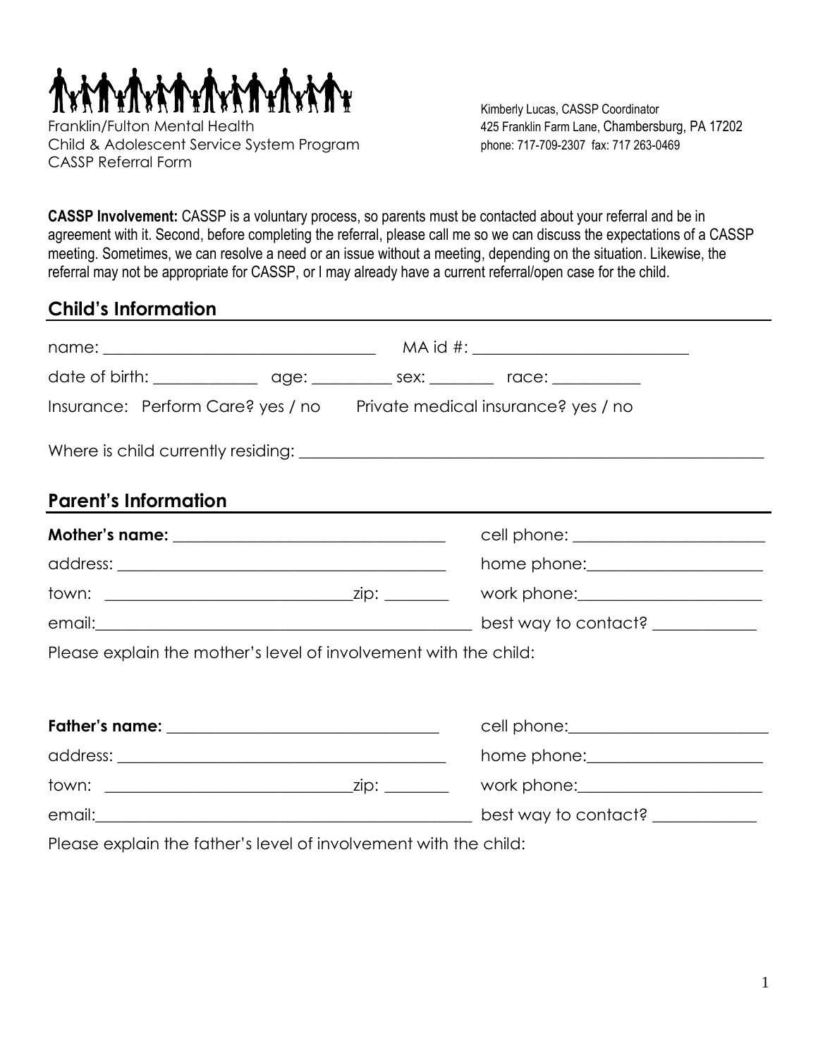Franklin/Fulton Mental Health
Child & Adolescent Service System Program
CASSP Referral Form

Kimberly Lucas, CASSP Coordinator
425 Franklin Farm Lane, Chambersburg, PA 17202
phone: 717-709-2307 fax: 717 263-0469

**CASSP Involvement:** CASSP is a voluntary process, so parents must be contacted about your referral and be in agreement with it. Second, before completing the referral, please call me so we can discuss the expectations of a CASSP meeting. Sometimes, we can resolve a need or an issue without a meeting, depending on the situation. Likewise, the referral may not be appropriate for CASSP, or I may already have a current referral/open case for the child.

## Child's Information

name: ________________________________ MA id #: __________________________

date of birth: ____________ age: _________ sex: ________ race: __________

Insurance: Perform Care? yes / no Private medical insurance? yes / no

Where is child currently residing: ____________________________________________________________

## Parent's Information

**Mother's name:** ________________________________ cell phone: ______________________

address: ________________________________________ home phone: ____________________

town: ______________________________ zip: ________ work phone: _____________________

email: ____________________________________________ best way to contact? ____________

Please explain the mother's level of involvement with the child:

**Father's name:** ________________________________ cell phone: ______________________

address: ________________________________________ home phone: ____________________

town: ______________________________ zip: ________ work phone: _____________________

email: ____________________________________________ best way to contact? ____________

Please explain the father's level of involvement with the child: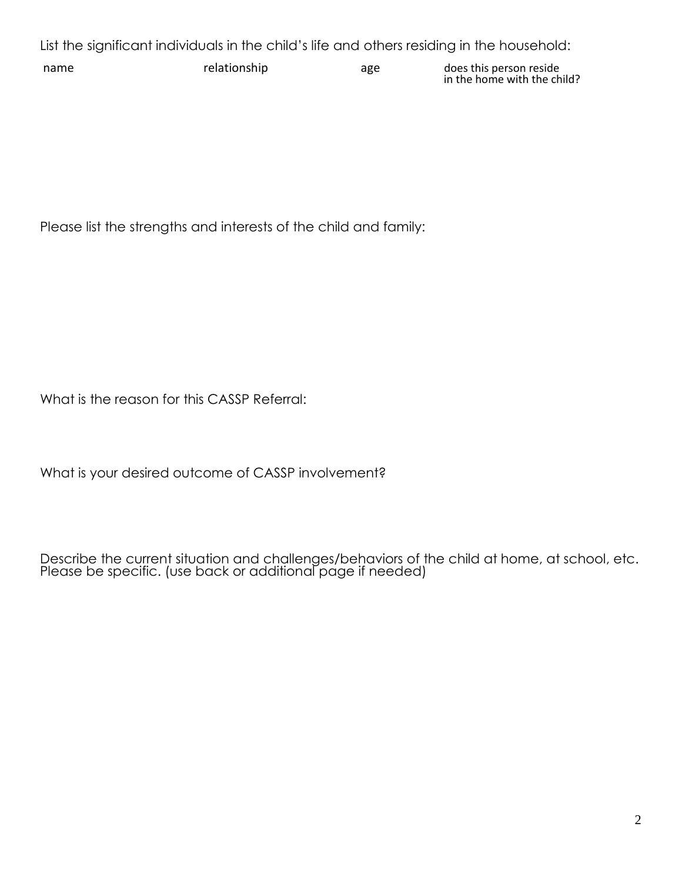List the significant individuals in the child's life and others residing in the household:

| name | relationship | age | does this person reside in the home with the child? |
|---|---|---|---|
| | | | |

Please list the strengths and interests of the child and family:

What is the reason for this CASSP Referral:

What is your desired outcome of CASSP involvement?

Describe the current situation and challenges/behaviors of the child at home, at school, etc. Please be specific. (use back or additional page if needed)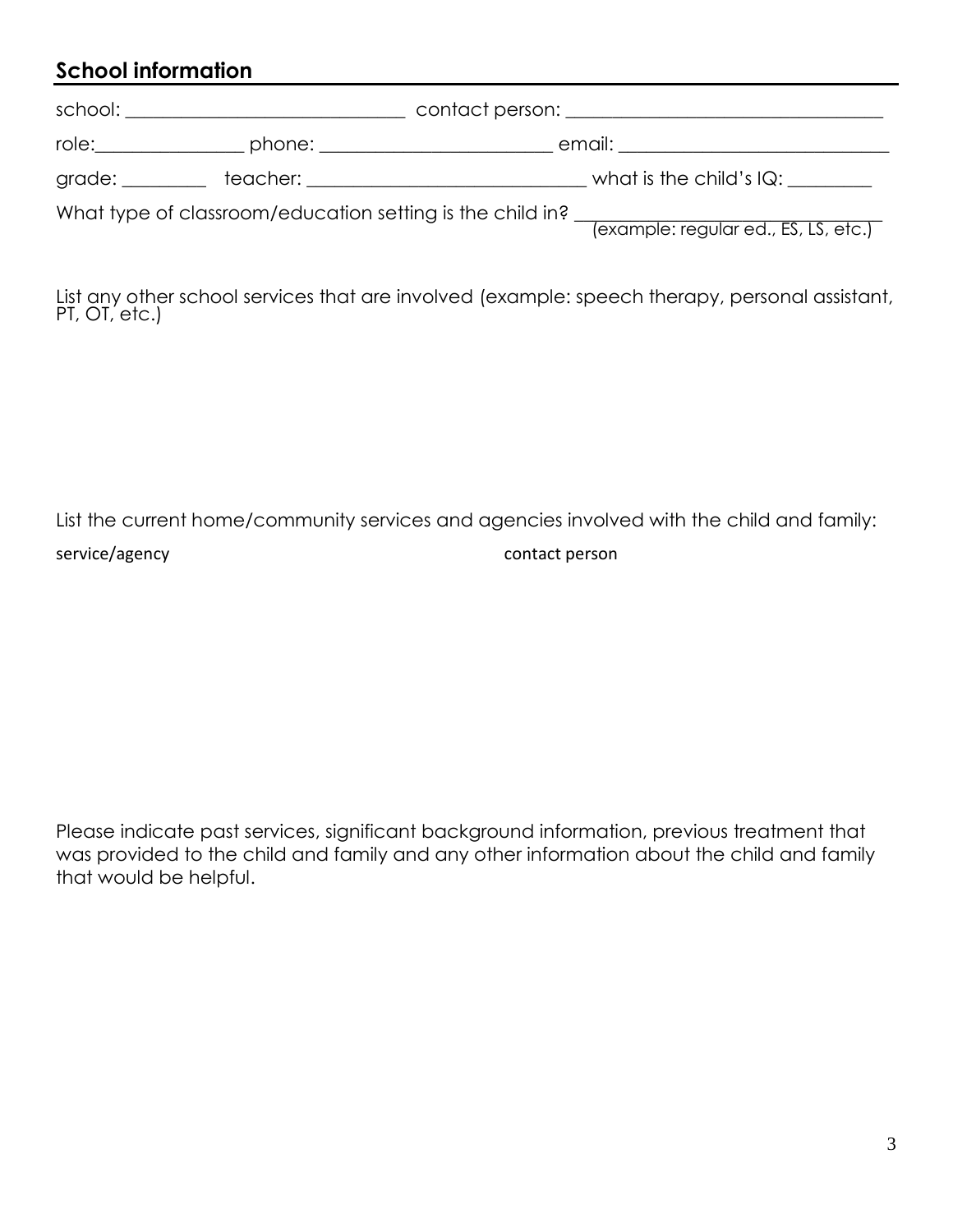## School information

school: ______________________________ contact person: __________________________________

role:________________ phone: _________________________ email: _____________________________

grade: _________ teacher: ______________________________ what is the child's IQ: _________

What type of classroom/education setting is the child in? ______________________________
(example: regular ed., ES, LS, etc.)

List any other school services that are involved (example: speech therapy, personal assistant, PT, OT, etc.)

List the current home/community services and agencies involved with the child and family:

service/agency contact person

Please indicate past services, significant background information, previous treatment that was provided to the child and family and any other information about the child and family that would be helpful.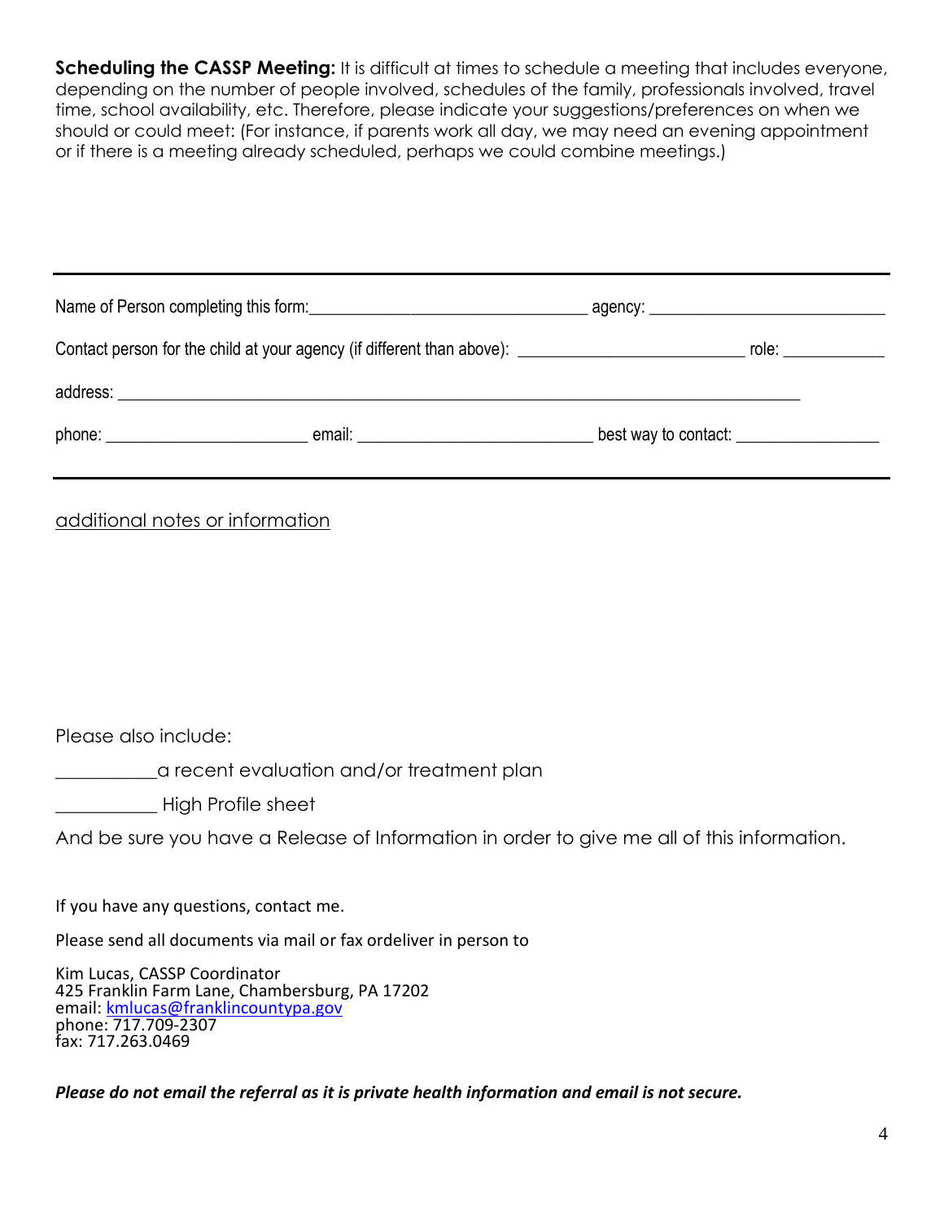**Scheduling the CASSP Meeting:** It is difficult at times to schedule a meeting that includes everyone, depending on the number of people involved, schedules of the family, professionals involved, travel time, school availability, etc. Therefore, please indicate your suggestions/preferences on when we should or could meet: (For instance, if parents work all day, we may need an evening appointment or if there is a meeting already scheduled, perhaps we could combine meetings.)

---

Name of Person completing this form:_________________________________ agency: ____________________________

Contact person for the child at your agency (if different than above): ___________________________ role: ____________

address: ___________________________________________________________________________________

phone: ________________________ email: ____________________________ best way to contact: _________________

---

additional notes or information

Please also include:

___________a recent evaluation and/or treatment plan

___________ High Profile sheet

And be sure you have a Release of Information in order to give me all of this information.

If you have any questions, contact me.

Please send all documents via mail or fax ordeliver in person to

Kim Lucas, CASSP Coordinator
425 Franklin Farm Lane, Chambersburg, PA 17202
email: kmlucas@franklincountypa.gov
phone: 717.709-2307
fax: 717.263.0469

***Please do not email the referral as it is private health information and email is not secure.***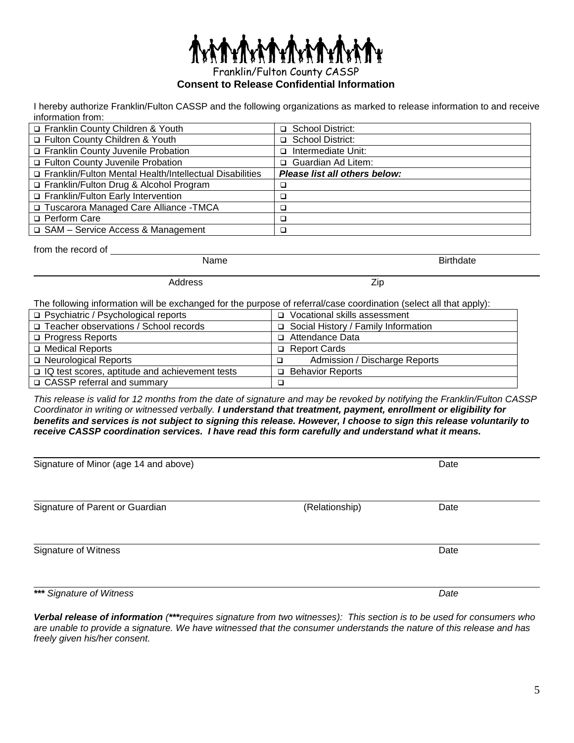Franklin/Fulton County CASSP

## Consent to Release Confidential Information

I hereby authorize Franklin/Fulton CASSP and the following organizations as marked to release information to and receive information from:

| | |
|---|---|
| ❑ Franklin County Children & Youth | ❑ School District: |
| ❑ Fulton County Children & Youth | ❑ School District: |
| ❑ Franklin County Juvenile Probation | ❑ Intermediate Unit: |
| ❑ Fulton County Juvenile Probation | ❑ Guardian Ad Litem: |
| ❑ Franklin/Fulton Mental Health/Intellectual Disabilities | ***Please list all others below:*** |
| ❑ Franklin/Fulton Drug & Alcohol Program | ❑ |
| ❑ Franklin/Fulton Early Intervention | ❑ |
| ❑ Tuscarora Managed Care Alliance -TMCA | ❑ |
| ❑ Perform Care | ❑ |
| ❑ SAM – Service Access & Management | ❑ |

from the record of ______________________________________________________________

Name Birthdate

______________________________________________________________

Address Zip

The following information will be exchanged for the purpose of referral/case coordination (select all that apply):

| | |
|---|---|
| ❑ Psychiatric / Psychological reports | ❑ Vocational skills assessment |
| ❑ Teacher observations / School records | ❑ Social History / Family Information |
| ❑ Progress Reports | ❑ Attendance Data |
| ❑ Medical Reports | ❑ Report Cards |
| ❑ Neurological Reports | ❑ Admission / Discharge Reports |
| ❑ IQ test scores, aptitude and achievement tests | ❑ Behavior Reports |
| ❑ CASSP referral and summary | ❑ |

*This release is valid for 12 months from the date of signature and may be revoked by notifying the Franklin/Fulton CASSP Coordinator in writing or witnessed verbally.* ***I understand that treatment, payment, enrollment or eligibility for benefits and services is not subject to signing this release. However, I choose to sign this release voluntarily to receive CASSP coordination services. I have read this form carefully and understand what it means.***

______________________________________________________________

Signature of Minor (age 14 and above) Date

______________________________________________________________

Signature of Parent or Guardian (Relationship) Date

______________________________________________________________

Signature of Witness Date

______________________________________________________________

***\*\*\** Signature of Witness* *Date*

***Verbal release of information*** *(****\*\*\*****requires signature from two witnesses): This section is to be used for consumers who are unable to provide a signature. We have witnessed that the consumer understands the nature of this release and has freely given his/her consent.*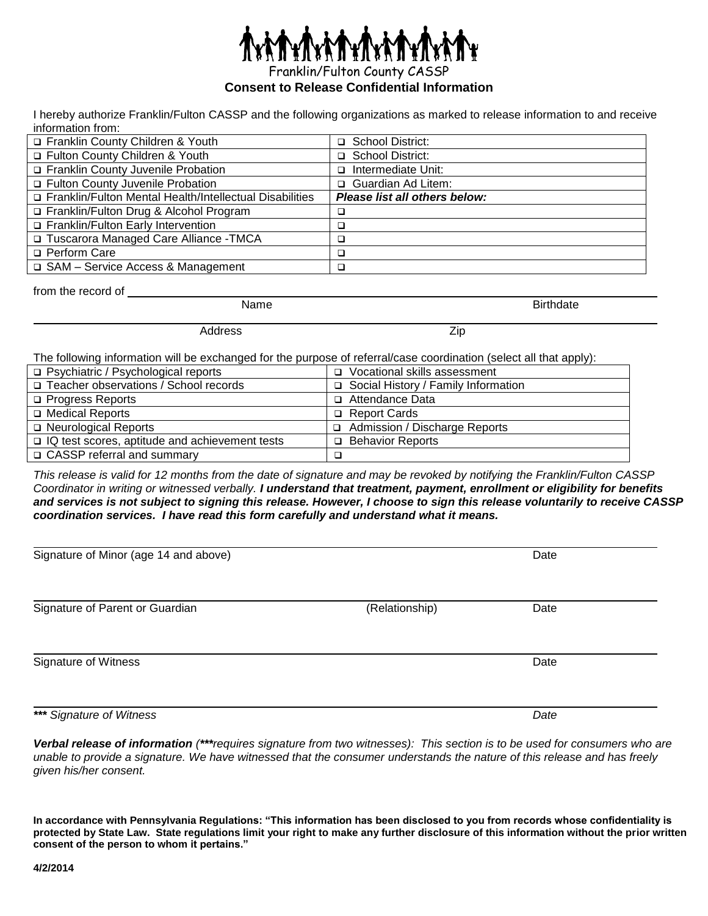Franklin/Fulton County CASSP

**Consent to Release Confidential Information**

I hereby authorize Franklin/Fulton CASSP and the following organizations as marked to release information to and receive information from:

| | |
|---|---|
| ❑ Franklin County Children & Youth | ❑ School District: |
| ❑ Fulton County Children & Youth | ❑ School District: |
| ❑ Franklin County Juvenile Probation | ❑ Intermediate Unit: |
| ❑ Fulton County Juvenile Probation | ❑ Guardian Ad Litem: |
| ❑ Franklin/Fulton Mental Health/Intellectual Disabilities | ***Please list all others below:*** |
| ❑ Franklin/Fulton Drug & Alcohol Program | ❑ |
| ❑ Franklin/Fulton Early Intervention | ❑ |
| ❑ Tuscarora Managed Care Alliance -TMCA | ❑ |
| ❑ Perform Care | ❑ |
| ❑ SAM – Service Access & Management | ❑ |

from the record of ______________________________________________

Name Birthdate

______________________________________________

Address Zip

The following information will be exchanged for the purpose of referral/case coordination (select all that apply):

| | |
|---|---|
| ❑ Psychiatric / Psychological reports | ❑ Vocational skills assessment |
| ❑ Teacher observations / School records | ❑ Social History / Family Information |
| ❑ Progress Reports | ❑ Attendance Data |
| ❑ Medical Reports | ❑ Report Cards |
| ❑ Neurological Reports | ❑ Admission / Discharge Reports |
| ❑ IQ test scores, aptitude and achievement tests | ❑ Behavior Reports |
| ❑ CASSP referral and summary | ❑ |

*This release is valid for 12 months from the date of signature and may be revoked by notifying the Franklin/Fulton CASSP Coordinator in writing or witnessed verbally.* ***I understand that treatment, payment, enrollment or eligibility for benefits and services is not subject to signing this release. However, I choose to sign this release voluntarily to receive CASSP coordination services. I have read this form carefully and understand what it means.***

______________________________________________

Signature of Minor (age 14 and above) Date

______________________________________________

Signature of Parent or Guardian (Relationship) Date

______________________________________________

Signature of Witness Date

______________________________________________

***\*\*\* Signature of Witness*** *Date*

***Verbal release of information*** *(\*\*\*requires signature from two witnesses): This section is to be used for consumers who are unable to provide a signature. We have witnessed that the consumer understands the nature of this release and has freely given his/her consent.*

**In accordance with Pennsylvania Regulations: "This information has been disclosed to you from records whose confidentiality is protected by State Law. State regulations limit your right to make any further disclosure of this information without the prior written consent of the person to whom it pertains."**

**4/2/2014**